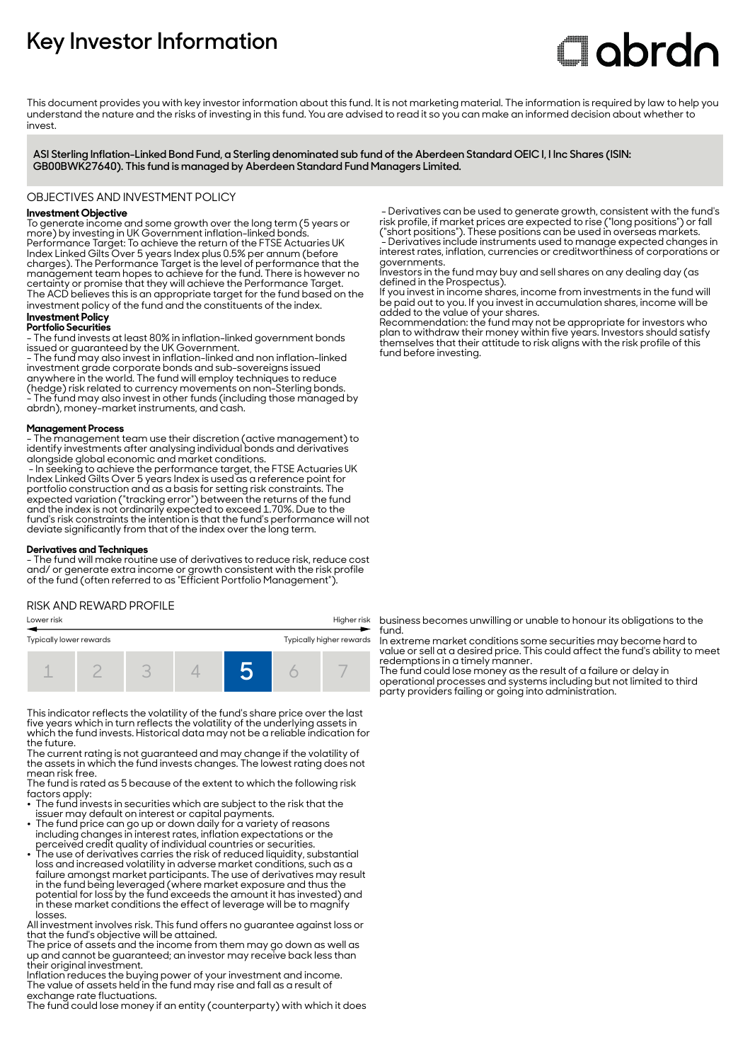# Key Investor Information

This document provides you with key investor information about this fund. It is not marketing material. The information is required by law to help you understand the nature and the risks of investing in this fund. You are advised to read it so you can make an informed decision about whether to invest.

**ASI Sterling Inflation-Linked Bond Fund, a Sterling denominated sub fund of the Aberdeen Standard OEIC I, I Inc Shares (ISIN: GB00BWK27640). This fund is managed by Aberdeen Standard Fund Managers Limited.**

## OBJECTIVES AND INVESTMENT POLICY

**Investment Objective**

To generate income and some growth over the long term (5 years or more) by investing in UK Government inflation-linked bonds.

Performance Target: To achieve the return of the FTSE Actuaries UK Index Linked Gilts Over 5 years Index plus 0.5% per annum (before charges). The Performance Target is the level of performance that the management team hopes to achieve for the fund. There is however no certainty or promise that they will achieve the Performance Target.

The ACD believes this is an appropriate target for the fund based on the investment policy of the fund and the constituents of the index.

**Investment Policy**

**Portfolio Securities**

- The fund invests at least 80% in inflation-linked government bonds issued or guaranteed by the UK Government.
- The fund may also invest in inflation-linked and non inflation-linked investment grade corporate bonds and sub-sovereigns issued anywhere in the world. The fund will employ techniques to reduce (hedge) risk related to currency movements on non-Sterling bonds.
- The fund may also invest in other funds (including those managed by abrdn), money-market instruments, and cash.

**Management Process**

- The management team use their discretion (active management) to identify investments after analysing individual bonds and derivatives alongside global economic and market conditions.
- In seeking to achieve the performance target, the FTSE Actuaries UK Index Linked Gilts Over 5 years Index is used as a reference point for portfolio construction and as a basis for setting risk constraints. The expected variation ("tracking error") between the returns of the fund and the index is not ordinarily expected to exceed 1.70%. Due to the fund's risk constraints the intention is that the fund's performance will not deviate significantly from that of the index over the long term.

**Derivatives and Techniques**

- The fund will make routine use of derivatives to reduce risk, reduce cost and/ or generate extra income or growth consistent with the risk profile of the fund (often referred to as "Efficient Portfolio Management").
- Derivatives can be used to generate growth, consistent with the fund's risk profile, if market prices are expected to rise ("long positions") or fall ("short positions"). These positions can be used in overseas markets.
- Derivatives include instruments used to manage expected changes in interest rates, inflation, currencies or creditworthiness of corporations or governments.

Investors in the fund may buy and sell shares on any dealing day (as defined in the Prospectus).

If you invest in income shares, income from investments in the fund will be paid out to you. If you invest in accumulation shares, income will be added to the value of your shares.

Recommendation: the fund may not be appropriate for investors who plan to withdraw their money within five years. Investors should satisfy themselves that their attitude to risk aligns with the risk profile of this fund before investing.

## RISK AND REWARD PROFILE

Lower risk — Higher risk

Typically lower rewards — Typically higher rewards

| 1 | 2 | 3 | 4 | **5** | 6 | 7 |
|---|---|---|---|---|---|---|

This indicator reflects the volatility of the fund's share price over the last five years which in turn reflects the volatility of the underlying assets in which the fund invests. Historical data may not be a reliable indication for the future.

The current rating is not guaranteed and may change if the volatility of the assets in which the fund invests changes. The lowest rating does not mean risk free.

The fund is rated as 5 because of the extent to which the following risk factors apply:

- The fund invests in securities which are subject to the risk that the issuer may default on interest or capital payments.
- The fund price can go up or down daily for a variety of reasons including changes in interest rates, inflation expectations or the perceived credit quality of individual countries or securities.
- The use of derivatives carries the risk of reduced liquidity, substantial loss and increased volatility in adverse market conditions, such as a failure amongst market participants. The use of derivatives may result in the fund being leveraged (where market exposure and thus the potential for loss by the fund exceeds the amount it has invested) and in these market conditions the effect of leverage will be to magnify losses.

All investment involves risk. This fund offers no guarantee against loss or that the fund's objective will be attained.

The price of assets and the income from them may go down as well as up and cannot be guaranteed; an investor may receive back less than their original investment.

Inflation reduces the buying power of your investment and income.

The value of assets held in the fund may rise and fall as a result of exchange rate fluctuations.

The fund could lose money if an entity (counterparty) with which it does business becomes unwilling or unable to honour its obligations to the fund.

In extreme market conditions some securities may become hard to value or sell at a desired price. This could affect the fund's ability to meet redemptions in a timely manner.

The fund could lose money as the result of a failure or delay in operational processes and systems including but not limited to third party providers failing or going into administration.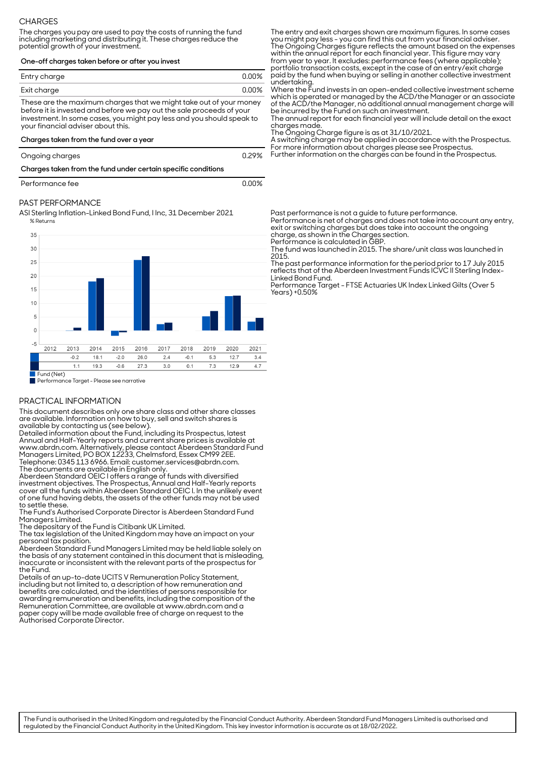## CHARGES

The charges you pay are used to pay the costs of running the fund including marketing and distributing it. These charges reduce the potential growth of your investment.

| **One-off charges taken before or after you invest** | |
|---|---|
| Entry charge | 0.00% |
| Exit charge | 0.00% |

These are the maximum charges that we might take out of your money before it is invested and before we pay out the sale proceeds of your investment. In some cases, you might pay less and you should speak to your financial adviser about this.

| **Charges taken from the fund over a year** | |
|---|---|
| Ongoing charges | 0.29% |

| **Charges taken from the fund under certain specific conditions** | |
|---|---|
| Performance fee | 0.00% |

The entry and exit charges shown are maximum figures. In some cases you might pay less - you can find this out from your financial adviser. The Ongoing Charges figure reflects the amount based on the expenses within the annual report for each financial year. This figure may vary from year to year. It excludes: performance fees (where applicable); portfolio transaction costs, except in the case of an entry/exit charge paid by the fund when buying or selling in another collective investment undertaking.

Where the Fund invests in an open-ended collective investment scheme which is operated or managed by the ACD/the Manager or an associate of the ACD/the Manager, no additional annual management charge will be incurred by the Fund on such an investment.

The annual report for each financial year will include detail on the exact charges made.

The Ongoing Charge figure is as at 31/10/2021.

A switching charge may be applied in accordance with the Prospectus.

For more information about charges please see Prospectus.

Further information on the charges can be found in the Prospectus.

## PAST PERFORMANCE

ASI Sterling Inflation-Linked Bond Fund, I Inc, 31 December 2021

% Returns

35
30
25
20
15
10
5
0
-5

2012 2013 2014 2015 2016 2017 2018 2019 2020 2021

-0.2 18.1 -2.0 26.0 2.4 -0.1 5.3 12.7 3.4

1.1 19.3 -0.6 27.3 3.0 0.1 7.3 12.9 4.7

Fund (Net)

Performance Target - Please see narrative

Past performance is not a guide to future performance.

Performance is net of charges and does not take into account any entry, exit or switching charges but does take into account the ongoing charge, as shown in the Charges section.

Performance is calculated in GBP.

The fund was launched in 2015. The share/unit class was launched in 2015.

The past performance information for the period prior to 17 July 2015 reflects that of the Aberdeen Investment Funds ICVC II Sterling Index-Linked Bond Fund.

Performance Target - FTSE Actuaries UK Index Linked Gilts (Over 5 Years) +0.50%

## PRACTICAL INFORMATION

This document describes only one share class and other share classes are available. Information on how to buy, sell and switch shares is available by contacting us (see below).

Detailed information about the Fund, including its Prospectus, latest Annual and Half-Yearly reports and current share prices is available at www.abrdn.com. Alternatively, please contact Aberdeen Standard Fund Managers Limited, PO BOX 12233, Chelmsford, Essex CM99 2EE. Telephone: 0345 113 6966. Email: customer.services@abrdn.com.

The documents are available in English only.

Aberdeen Standard OEIC I offers a range of funds with diversified investment objectives. The Prospectus, Annual and Half-Yearly reports cover all the funds within Aberdeen Standard OEIC I. In the unlikely event of one fund having debts, the assets of the other funds may not be used to settle these.

The Fund's Authorised Corporate Director is Aberdeen Standard Fund Managers Limited.

The depositary of the Fund is Citibank UK Limited.

The tax legislation of the United Kingdom may have an impact on your personal tax position.

Aberdeen Standard Fund Managers Limited may be held liable solely on the basis of any statement contained in this document that is misleading, inaccurate or inconsistent with the relevant parts of the prospectus for the Fund.

Details of an up-to-date UCITS V Remuneration Policy Statement, including but not limited to, a description of how remuneration and benefits are calculated, and the identities of persons responsible for awarding remuneration and benefits, including the composition of the Remuneration Committee, are available at www.abrdn.com and a paper copy will be made available free of charge on request to the Authorised Corporate Director.

The Fund is authorised in the United Kingdom and regulated by the Financial Conduct Authority. Aberdeen Standard Fund Managers Limited is authorised and regulated by the Financial Conduct Authority in the United Kingdom. This key investor information is accurate as at 18/02/2022.